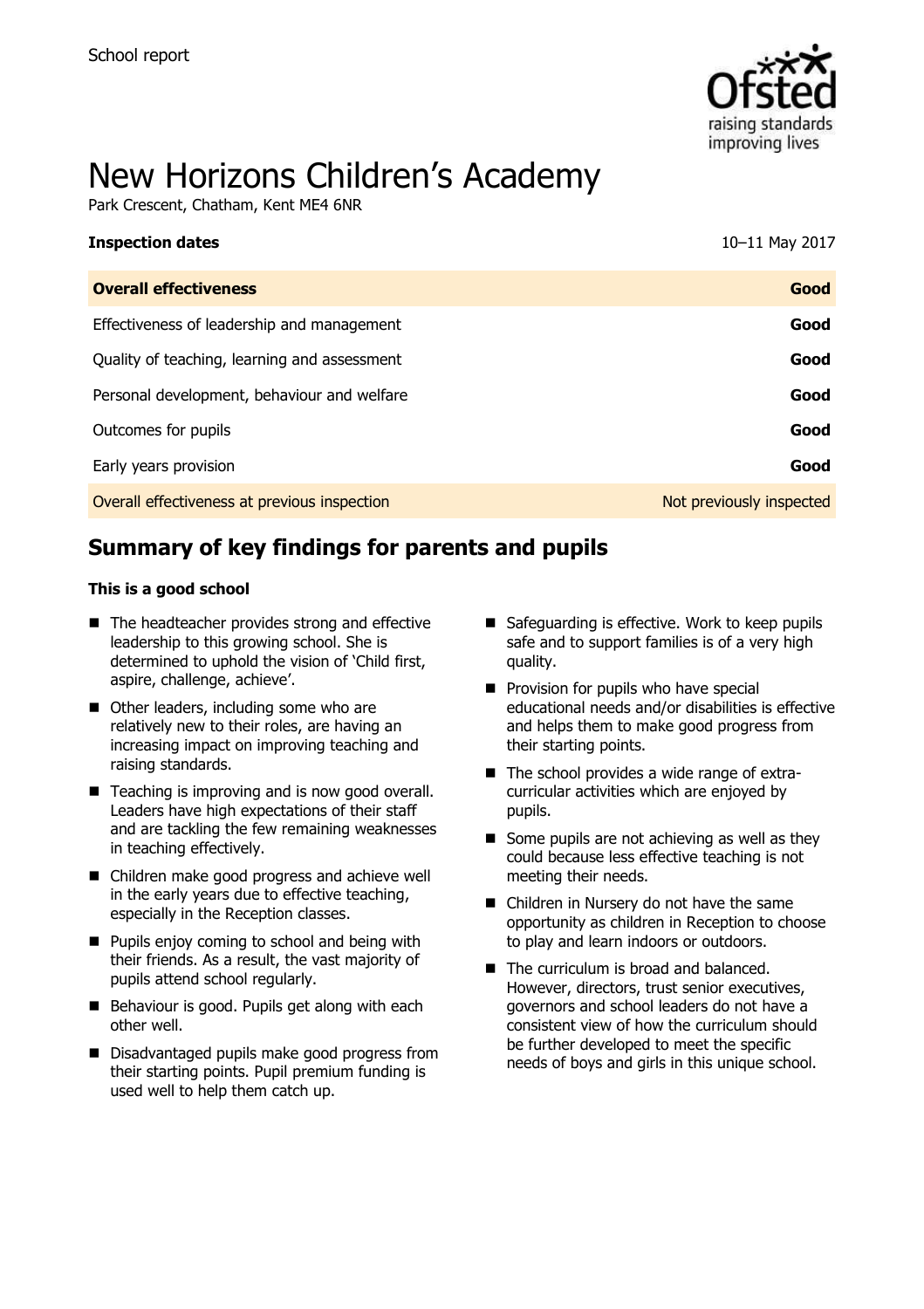School report

# New Horizons Children's Academy

Park Crescent, Chatham, Kent ME4 6NR

| **Inspection dates** | 10–11 May 2017 |
| --- | --- |
| **Overall effectiveness** | **Good** |
| Effectiveness of leadership and management | **Good** |
| Quality of teaching, learning and assessment | **Good** |
| Personal development, behaviour and welfare | **Good** |
| Outcomes for pupils | **Good** |
| Early years provision | **Good** |
| Overall effectiveness at previous inspection | Not previously inspected |

## Summary of key findings for parents and pupils

**This is a good school**

- The headteacher provides strong and effective leadership to this growing school. She is determined to uphold the vision of 'Child first, aspire, challenge, achieve'.
- Other leaders, including some who are relatively new to their roles, are having an increasing impact on improving teaching and raising standards.
- Teaching is improving and is now good overall. Leaders have high expectations of their staff and are tackling the few remaining weaknesses in teaching effectively.
- Children make good progress and achieve well in the early years due to effective teaching, especially in the Reception classes.
- Pupils enjoy coming to school and being with their friends. As a result, the vast majority of pupils attend school regularly.
- Behaviour is good. Pupils get along with each other well.
- Disadvantaged pupils make good progress from their starting points. Pupil premium funding is used well to help them catch up.
- Safeguarding is effective. Work to keep pupils safe and to support families is of a very high quality.
- Provision for pupils who have special educational needs and/or disabilities is effective and helps them to make good progress from their starting points.
- The school provides a wide range of extra-curricular activities which are enjoyed by pupils.
- Some pupils are not achieving as well as they could because less effective teaching is not meeting their needs.
- Children in Nursery do not have the same opportunity as children in Reception to choose to play and learn indoors or outdoors.
- The curriculum is broad and balanced. However, directors, trust senior executives, governors and school leaders do not have a consistent view of how the curriculum should be further developed to meet the specific needs of boys and girls in this unique school.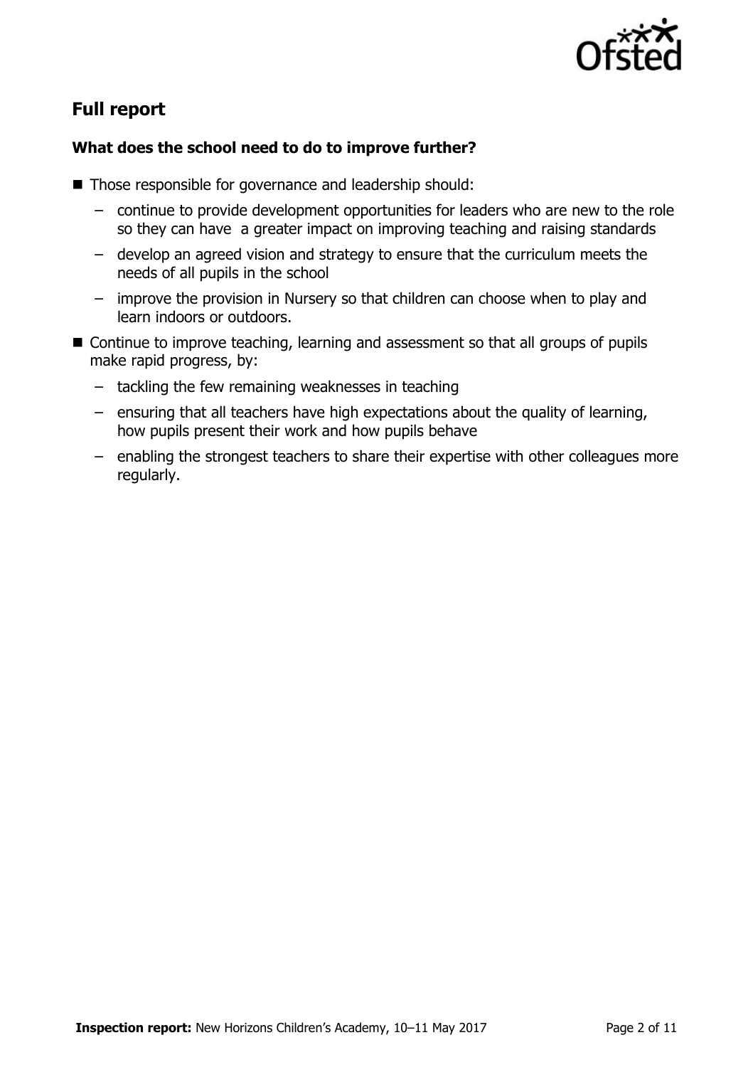## Full report

### What does the school need to do to improve further?

- Those responsible for governance and leadership should:
  - continue to provide development opportunities for leaders who are new to the role so they can have a greater impact on improving teaching and raising standards
  - develop an agreed vision and strategy to ensure that the curriculum meets the needs of all pupils in the school
  - improve the provision in Nursery so that children can choose when to play and learn indoors or outdoors.
- Continue to improve teaching, learning and assessment so that all groups of pupils make rapid progress, by:
  - tackling the few remaining weaknesses in teaching
  - ensuring that all teachers have high expectations about the quality of learning, how pupils present their work and how pupils behave
  - enabling the strongest teachers to share their expertise with other colleagues more regularly.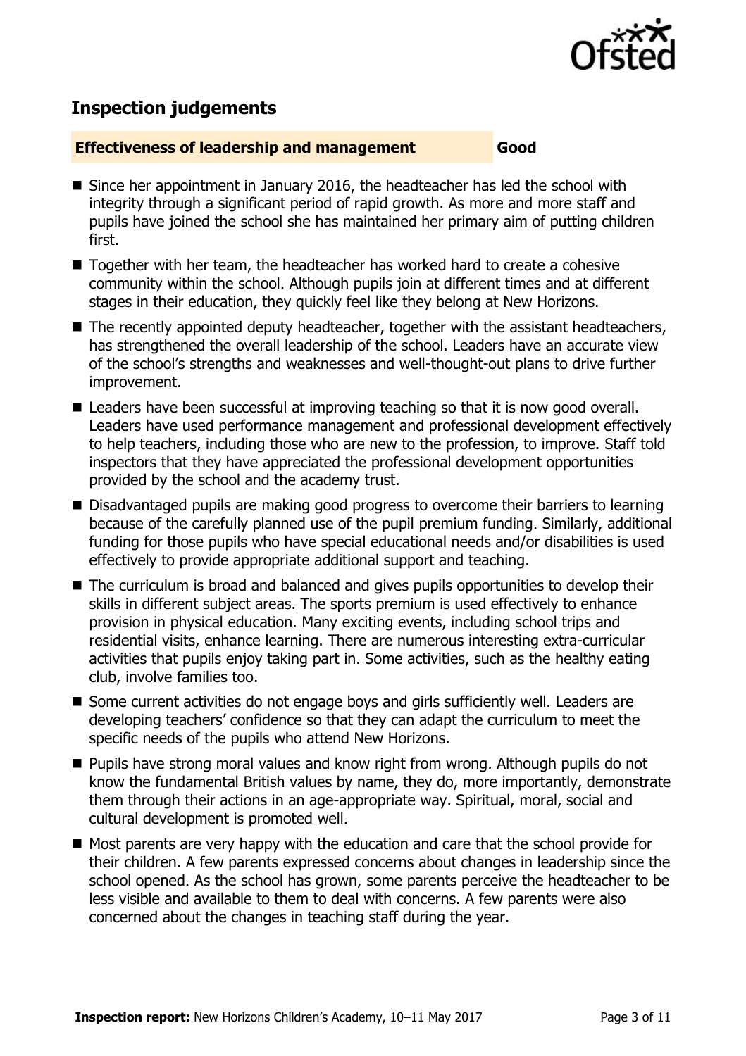## Inspection judgements

**Effectiveness of leadership and management** **Good**

- Since her appointment in January 2016, the headteacher has led the school with integrity through a significant period of rapid growth. As more and more staff and pupils have joined the school she has maintained her primary aim of putting children first.
- Together with her team, the headteacher has worked hard to create a cohesive community within the school. Although pupils join at different times and at different stages in their education, they quickly feel like they belong at New Horizons.
- The recently appointed deputy headteacher, together with the assistant headteachers, has strengthened the overall leadership of the school. Leaders have an accurate view of the school's strengths and weaknesses and well-thought-out plans to drive further improvement.
- Leaders have been successful at improving teaching so that it is now good overall. Leaders have used performance management and professional development effectively to help teachers, including those who are new to the profession, to improve. Staff told inspectors that they have appreciated the professional development opportunities provided by the school and the academy trust.
- Disadvantaged pupils are making good progress to overcome their barriers to learning because of the carefully planned use of the pupil premium funding. Similarly, additional funding for those pupils who have special educational needs and/or disabilities is used effectively to provide appropriate additional support and teaching.
- The curriculum is broad and balanced and gives pupils opportunities to develop their skills in different subject areas. The sports premium is used effectively to enhance provision in physical education. Many exciting events, including school trips and residential visits, enhance learning. There are numerous interesting extra-curricular activities that pupils enjoy taking part in. Some activities, such as the healthy eating club, involve families too.
- Some current activities do not engage boys and girls sufficiently well. Leaders are developing teachers' confidence so that they can adapt the curriculum to meet the specific needs of the pupils who attend New Horizons.
- Pupils have strong moral values and know right from wrong. Although pupils do not know the fundamental British values by name, they do, more importantly, demonstrate them through their actions in an age-appropriate way. Spiritual, moral, social and cultural development is promoted well.
- Most parents are very happy with the education and care that the school provide for their children. A few parents expressed concerns about changes in leadership since the school opened. As the school has grown, some parents perceive the headteacher to be less visible and available to them to deal with concerns. A few parents were also concerned about the changes in teaching staff during the year.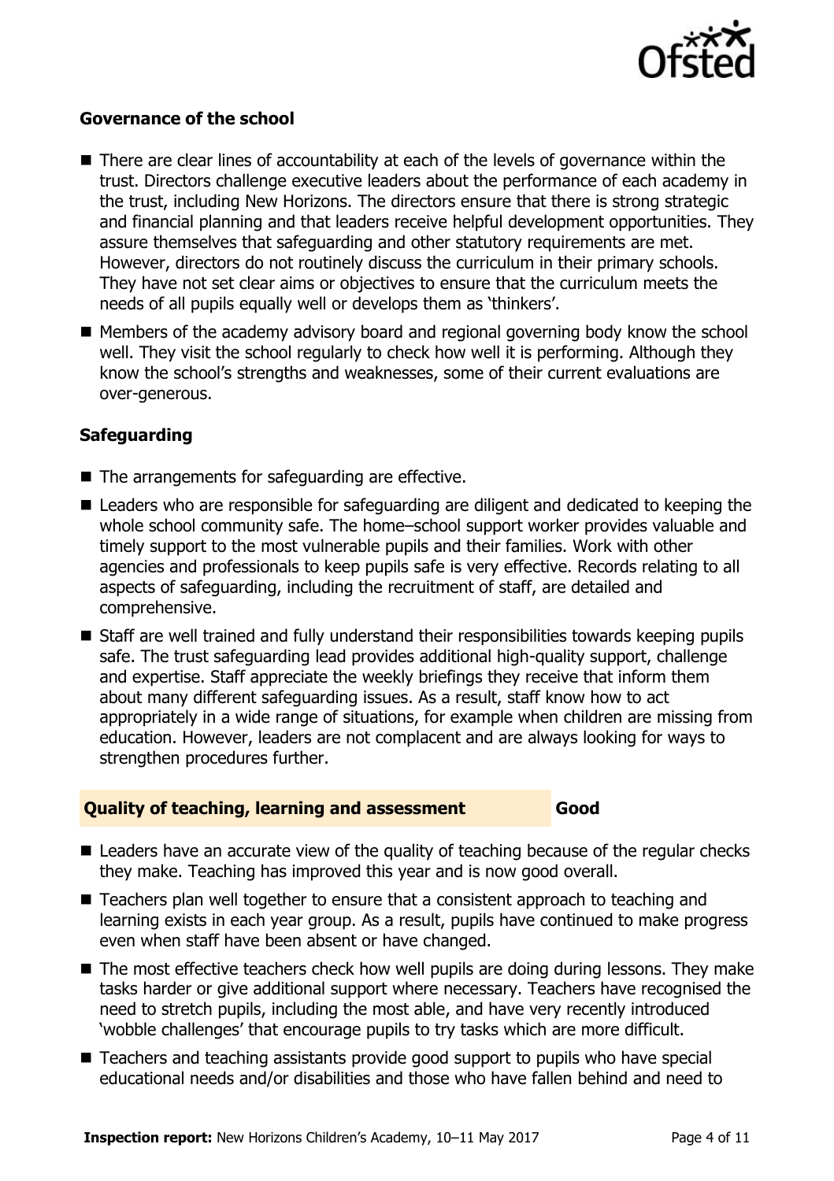### Governance of the school

- There are clear lines of accountability at each of the levels of governance within the trust. Directors challenge executive leaders about the performance of each academy in the trust, including New Horizons. The directors ensure that there is strong strategic and financial planning and that leaders receive helpful development opportunities. They assure themselves that safeguarding and other statutory requirements are met. However, directors do not routinely discuss the curriculum in their primary schools. They have not set clear aims or objectives to ensure that the curriculum meets the needs of all pupils equally well or develops them as 'thinkers'.
- Members of the academy advisory board and regional governing body know the school well. They visit the school regularly to check how well it is performing. Although they know the school's strengths and weaknesses, some of their current evaluations are over-generous.

### Safeguarding

- The arrangements for safeguarding are effective.
- Leaders who are responsible for safeguarding are diligent and dedicated to keeping the whole school community safe. The home–school support worker provides valuable and timely support to the most vulnerable pupils and their families. Work with other agencies and professionals to keep pupils safe is very effective. Records relating to all aspects of safeguarding, including the recruitment of staff, are detailed and comprehensive.
- Staff are well trained and fully understand their responsibilities towards keeping pupils safe. The trust safeguarding lead provides additional high-quality support, challenge and expertise. Staff appreciate the weekly briefings they receive that inform them about many different safeguarding issues. As a result, staff know how to act appropriately in a wide range of situations, for example when children are missing from education. However, leaders are not complacent and are always looking for ways to strengthen procedures further.

## Quality of teaching, learning and assessment — Good

- Leaders have an accurate view of the quality of teaching because of the regular checks they make. Teaching has improved this year and is now good overall.
- Teachers plan well together to ensure that a consistent approach to teaching and learning exists in each year group. As a result, pupils have continued to make progress even when staff have been absent or have changed.
- The most effective teachers check how well pupils are doing during lessons. They make tasks harder or give additional support where necessary. Teachers have recognised the need to stretch pupils, including the most able, and have very recently introduced 'wobble challenges' that encourage pupils to try tasks which are more difficult.
- Teachers and teaching assistants provide good support to pupils who have special educational needs and/or disabilities and those who have fallen behind and need to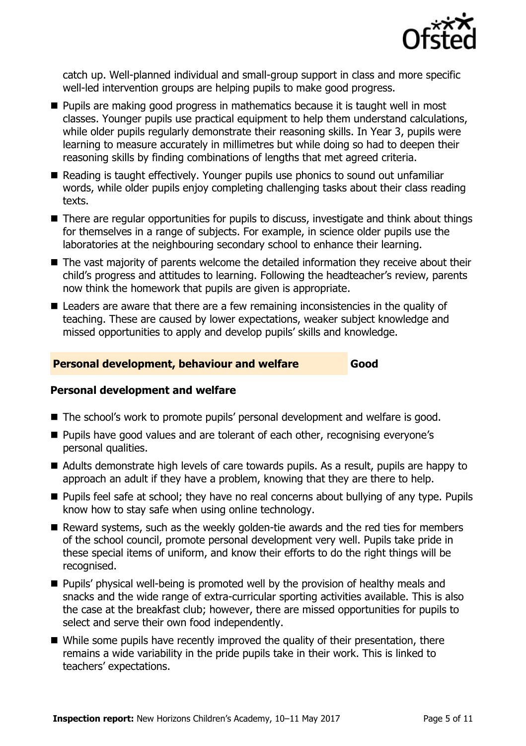catch up. Well-planned individual and small-group support in class and more specific well-led intervention groups are helping pupils to make good progress.

- Pupils are making good progress in mathematics because it is taught well in most classes. Younger pupils use practical equipment to help them understand calculations, while older pupils regularly demonstrate their reasoning skills. In Year 3, pupils were learning to measure accurately in millimetres but while doing so had to deepen their reasoning skills by finding combinations of lengths that met agreed criteria.
- Reading is taught effectively. Younger pupils use phonics to sound out unfamiliar words, while older pupils enjoy completing challenging tasks about their class reading texts.
- There are regular opportunities for pupils to discuss, investigate and think about things for themselves in a range of subjects. For example, in science older pupils use the laboratories at the neighbouring secondary school to enhance their learning.
- The vast majority of parents welcome the detailed information they receive about their child's progress and attitudes to learning. Following the headteacher's review, parents now think the homework that pupils are given is appropriate.
- Leaders are aware that there are a few remaining inconsistencies in the quality of teaching. These are caused by lower expectations, weaker subject knowledge and missed opportunities to apply and develop pupils' skills and knowledge.

## Personal development, behaviour and welfare — Good

### Personal development and welfare

- The school's work to promote pupils' personal development and welfare is good.
- Pupils have good values and are tolerant of each other, recognising everyone's personal qualities.
- Adults demonstrate high levels of care towards pupils. As a result, pupils are happy to approach an adult if they have a problem, knowing that they are there to help.
- Pupils feel safe at school; they have no real concerns about bullying of any type. Pupils know how to stay safe when using online technology.
- Reward systems, such as the weekly golden-tie awards and the red ties for members of the school council, promote personal development very well. Pupils take pride in these special items of uniform, and know their efforts to do the right things will be recognised.
- Pupils' physical well-being is promoted well by the provision of healthy meals and snacks and the wide range of extra-curricular sporting activities available. This is also the case at the breakfast club; however, there are missed opportunities for pupils to select and serve their own food independently.
- While some pupils have recently improved the quality of their presentation, there remains a wide variability in the pride pupils take in their work. This is linked to teachers' expectations.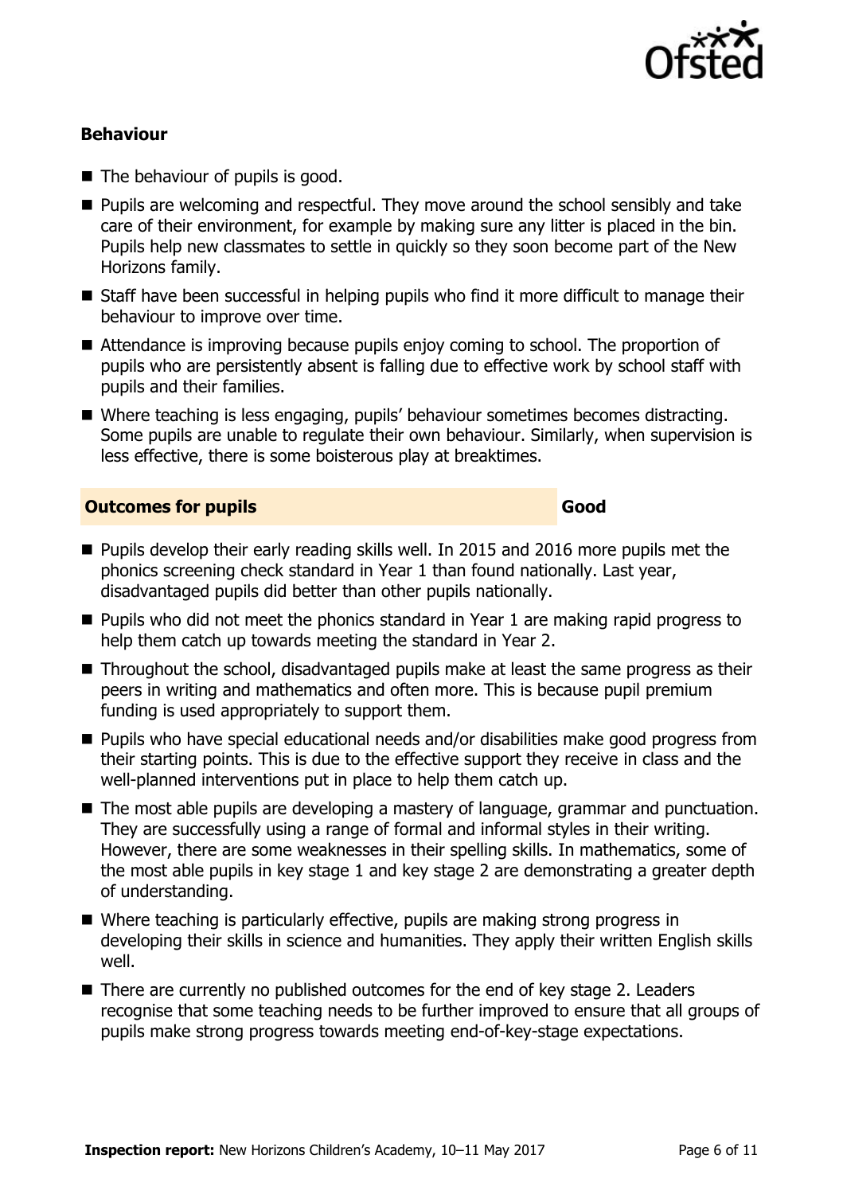### Behaviour

- The behaviour of pupils is good.
- Pupils are welcoming and respectful. They move around the school sensibly and take care of their environment, for example by making sure any litter is placed in the bin. Pupils help new classmates to settle in quickly so they soon become part of the New Horizons family.
- Staff have been successful in helping pupils who find it more difficult to manage their behaviour to improve over time.
- Attendance is improving because pupils enjoy coming to school. The proportion of pupils who are persistently absent is falling due to effective work by school staff with pupils and their families.
- Where teaching is less engaging, pupils' behaviour sometimes becomes distracting. Some pupils are unable to regulate their own behaviour. Similarly, when supervision is less effective, there is some boisterous play at breaktimes.

## Outcomes for pupils — Good

- Pupils develop their early reading skills well. In 2015 and 2016 more pupils met the phonics screening check standard in Year 1 than found nationally. Last year, disadvantaged pupils did better than other pupils nationally.
- Pupils who did not meet the phonics standard in Year 1 are making rapid progress to help them catch up towards meeting the standard in Year 2.
- Throughout the school, disadvantaged pupils make at least the same progress as their peers in writing and mathematics and often more. This is because pupil premium funding is used appropriately to support them.
- Pupils who have special educational needs and/or disabilities make good progress from their starting points. This is due to the effective support they receive in class and the well-planned interventions put in place to help them catch up.
- The most able pupils are developing a mastery of language, grammar and punctuation. They are successfully using a range of formal and informal styles in their writing. However, there are some weaknesses in their spelling skills. In mathematics, some of the most able pupils in key stage 1 and key stage 2 are demonstrating a greater depth of understanding.
- Where teaching is particularly effective, pupils are making strong progress in developing their skills in science and humanities. They apply their written English skills well.
- There are currently no published outcomes for the end of key stage 2. Leaders recognise that some teaching needs to be further improved to ensure that all groups of pupils make strong progress towards meeting end-of-key-stage expectations.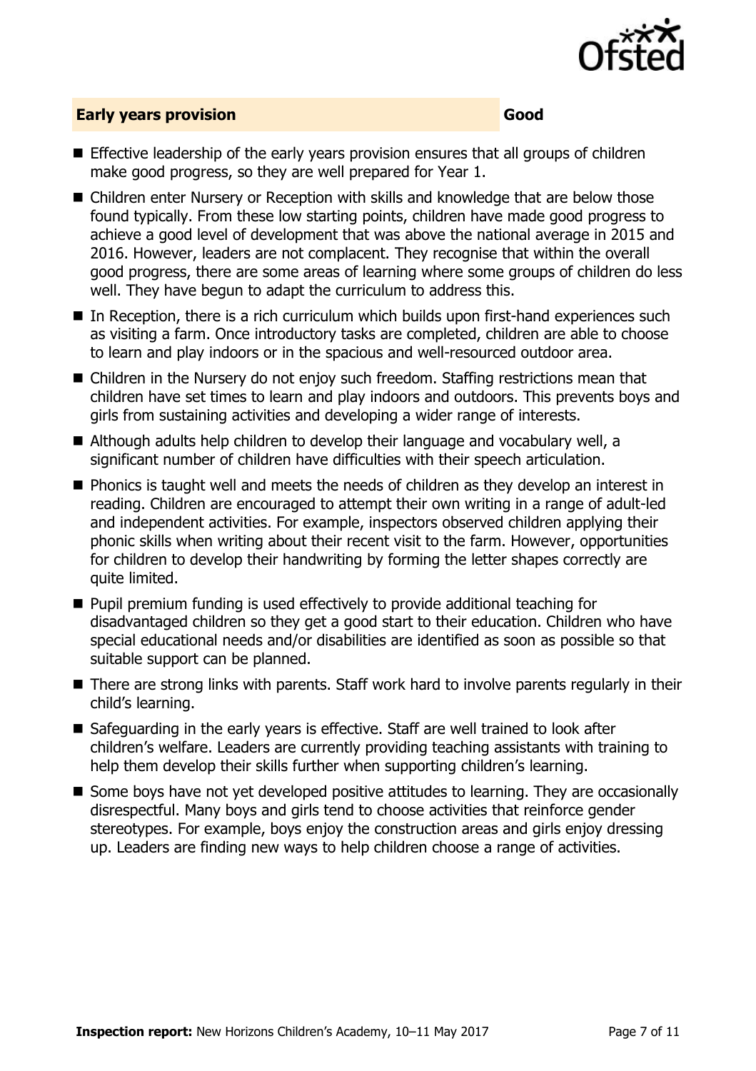## Early years provision — Good

- Effective leadership of the early years provision ensures that all groups of children make good progress, so they are well prepared for Year 1.
- Children enter Nursery or Reception with skills and knowledge that are below those found typically. From these low starting points, children have made good progress to achieve a good level of development that was above the national average in 2015 and 2016. However, leaders are not complacent. They recognise that within the overall good progress, there are some areas of learning where some groups of children do less well. They have begun to adapt the curriculum to address this.
- In Reception, there is a rich curriculum which builds upon first-hand experiences such as visiting a farm. Once introductory tasks are completed, children are able to choose to learn and play indoors or in the spacious and well-resourced outdoor area.
- Children in the Nursery do not enjoy such freedom. Staffing restrictions mean that children have set times to learn and play indoors and outdoors. This prevents boys and girls from sustaining activities and developing a wider range of interests.
- Although adults help children to develop their language and vocabulary well, a significant number of children have difficulties with their speech articulation.
- Phonics is taught well and meets the needs of children as they develop an interest in reading. Children are encouraged to attempt their own writing in a range of adult-led and independent activities. For example, inspectors observed children applying their phonic skills when writing about their recent visit to the farm. However, opportunities for children to develop their handwriting by forming the letter shapes correctly are quite limited.
- Pupil premium funding is used effectively to provide additional teaching for disadvantaged children so they get a good start to their education. Children who have special educational needs and/or disabilities are identified as soon as possible so that suitable support can be planned.
- There are strong links with parents. Staff work hard to involve parents regularly in their child's learning.
- Safeguarding in the early years is effective. Staff are well trained to look after children's welfare. Leaders are currently providing teaching assistants with training to help them develop their skills further when supporting children's learning.
- Some boys have not yet developed positive attitudes to learning. They are occasionally disrespectful. Many boys and girls tend to choose activities that reinforce gender stereotypes. For example, boys enjoy the construction areas and girls enjoy dressing up. Leaders are finding new ways to help children choose a range of activities.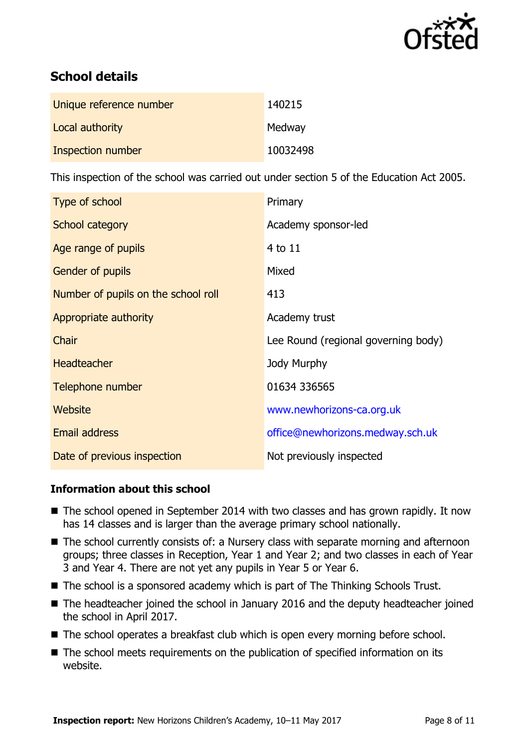## School details

| Unique reference number | 140215 |
|---|---|
| Local authority | Medway |
| Inspection number | 10032498 |

This inspection of the school was carried out under section 5 of the Education Act 2005.

| Type of school | Primary |
|---|---|
| School category | Academy sponsor-led |
| Age range of pupils | 4 to 11 |
| Gender of pupils | Mixed |
| Number of pupils on the school roll | 413 |
| Appropriate authority | Academy trust |
| Chair | Lee Round (regional governing body) |
| Headteacher | Jody Murphy |
| Telephone number | 01634 336565 |
| Website | www.newhorizons-ca.org.uk |
| Email address | office@newhorizons.medway.sch.uk |
| Date of previous inspection | Not previously inspected |

### Information about this school

- The school opened in September 2014 with two classes and has grown rapidly. It now has 14 classes and is larger than the average primary school nationally.
- The school currently consists of: a Nursery class with separate morning and afternoon groups; three classes in Reception, Year 1 and Year 2; and two classes in each of Year 3 and Year 4. There are not yet any pupils in Year 5 or Year 6.
- The school is a sponsored academy which is part of The Thinking Schools Trust.
- The headteacher joined the school in January 2016 and the deputy headteacher joined the school in April 2017.
- The school operates a breakfast club which is open every morning before school.
- The school meets requirements on the publication of specified information on its website.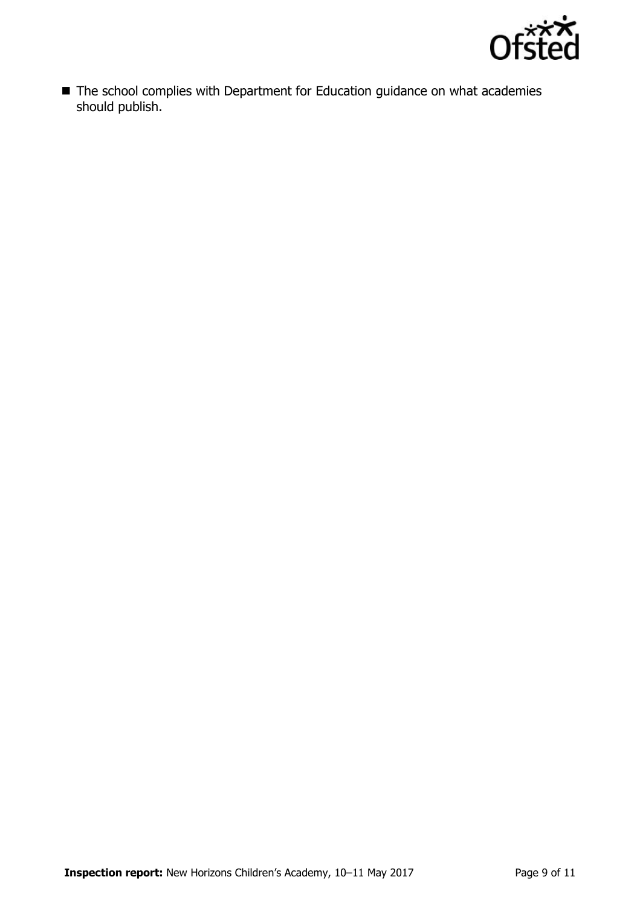- The school complies with Department for Education guidance on what academies should publish.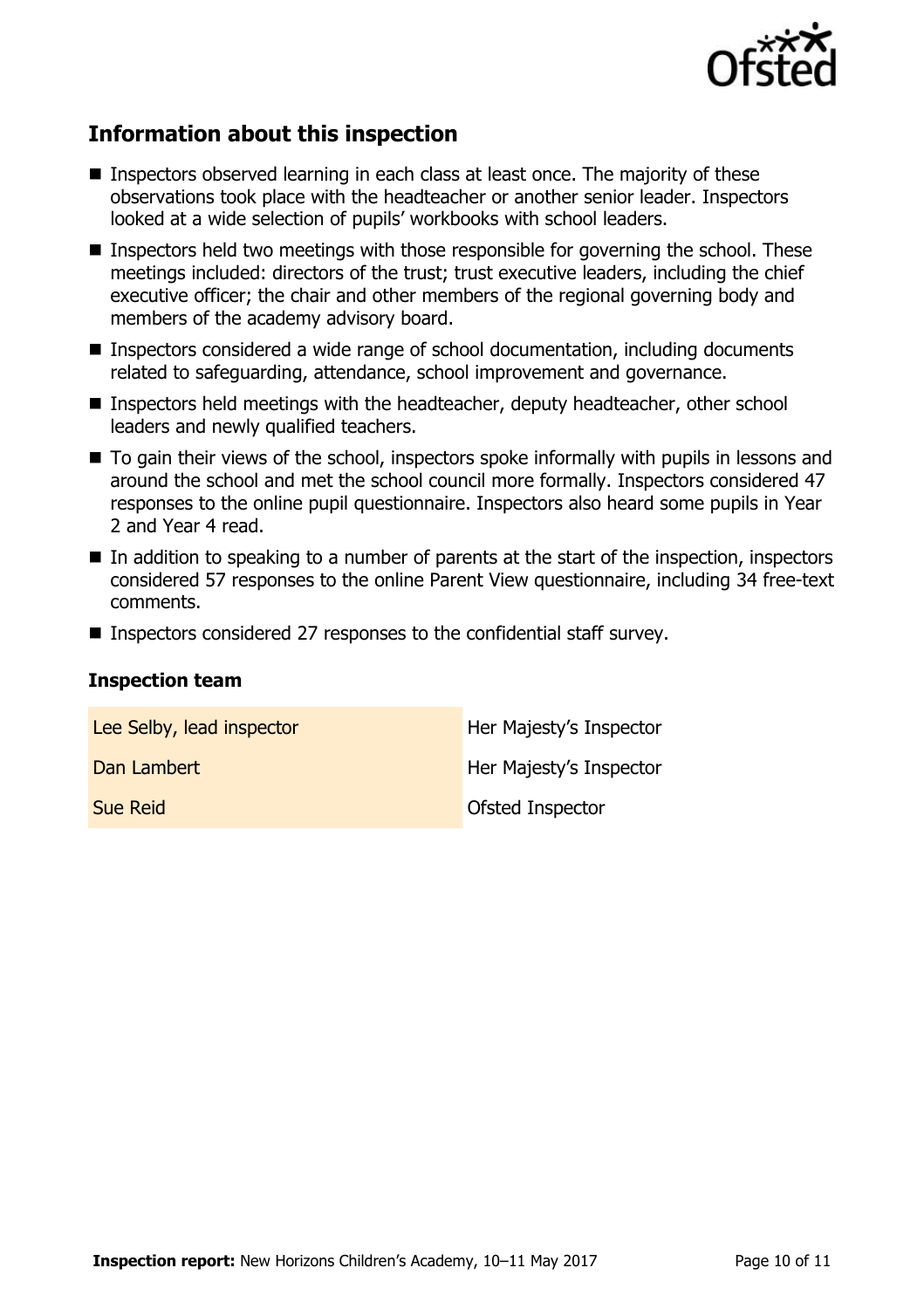## Information about this inspection

- Inspectors observed learning in each class at least once. The majority of these observations took place with the headteacher or another senior leader. Inspectors looked at a wide selection of pupils' workbooks with school leaders.
- Inspectors held two meetings with those responsible for governing the school. These meetings included: directors of the trust; trust executive leaders, including the chief executive officer; the chair and other members of the regional governing body and members of the academy advisory board.
- Inspectors considered a wide range of school documentation, including documents related to safeguarding, attendance, school improvement and governance.
- Inspectors held meetings with the headteacher, deputy headteacher, other school leaders and newly qualified teachers.
- To gain their views of the school, inspectors spoke informally with pupils in lessons and around the school and met the school council more formally. Inspectors considered 47 responses to the online pupil questionnaire. Inspectors also heard some pupils in Year 2 and Year 4 read.
- In addition to speaking to a number of parents at the start of the inspection, inspectors considered 57 responses to the online Parent View questionnaire, including 34 free-text comments.
- Inspectors considered 27 responses to the confidential staff survey.

### Inspection team

| | |
|---|---|
| Lee Selby, lead inspector | Her Majesty's Inspector |
| Dan Lambert | Her Majesty's Inspector |
| Sue Reid | Ofsted Inspector |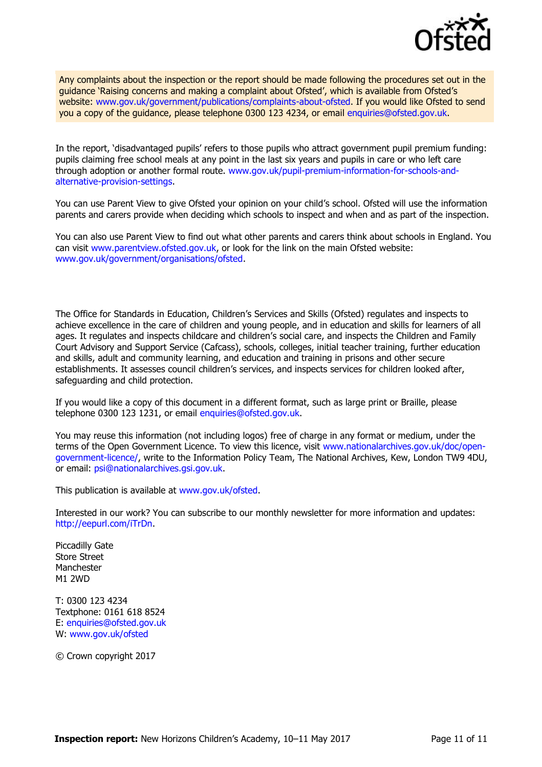Any complaints about the inspection or the report should be made following the procedures set out in the guidance 'Raising concerns and making a complaint about Ofsted', which is available from Ofsted's website: www.gov.uk/government/publications/complaints-about-ofsted. If you would like Ofsted to send you a copy of the guidance, please telephone 0300 123 4234, or email enquiries@ofsted.gov.uk.

In the report, 'disadvantaged pupils' refers to those pupils who attract government pupil premium funding: pupils claiming free school meals at any point in the last six years and pupils in care or who left care through adoption or another formal route. www.gov.uk/pupil-premium-information-for-schools-and-alternative-provision-settings.

You can use Parent View to give Ofsted your opinion on your child's school. Ofsted will use the information parents and carers provide when deciding which schools to inspect and when and as part of the inspection.

You can also use Parent View to find out what other parents and carers think about schools in England. You can visit www.parentview.ofsted.gov.uk, or look for the link on the main Ofsted website: www.gov.uk/government/organisations/ofsted.

The Office for Standards in Education, Children's Services and Skills (Ofsted) regulates and inspects to achieve excellence in the care of children and young people, and in education and skills for learners of all ages. It regulates and inspects childcare and children's social care, and inspects the Children and Family Court Advisory and Support Service (Cafcass), schools, colleges, initial teacher training, further education and skills, adult and community learning, and education and training in prisons and other secure establishments. It assesses council children's services, and inspects services for children looked after, safeguarding and child protection.

If you would like a copy of this document in a different format, such as large print or Braille, please telephone 0300 123 1231, or email enquiries@ofsted.gov.uk.

You may reuse this information (not including logos) free of charge in any format or medium, under the terms of the Open Government Licence. To view this licence, visit www.nationalarchives.gov.uk/doc/open-government-licence/, write to the Information Policy Team, The National Archives, Kew, London TW9 4DU, or email: psi@nationalarchives.gsi.gov.uk.

This publication is available at www.gov.uk/ofsted.

Interested in our work? You can subscribe to our monthly newsletter for more information and updates: http://eepurl.com/iTrDn.

Piccadilly Gate
Store Street
Manchester
M1 2WD

T: 0300 123 4234
Textphone: 0161 618 8524
E: enquiries@ofsted.gov.uk
W: www.gov.uk/ofsted

© Crown copyright 2017